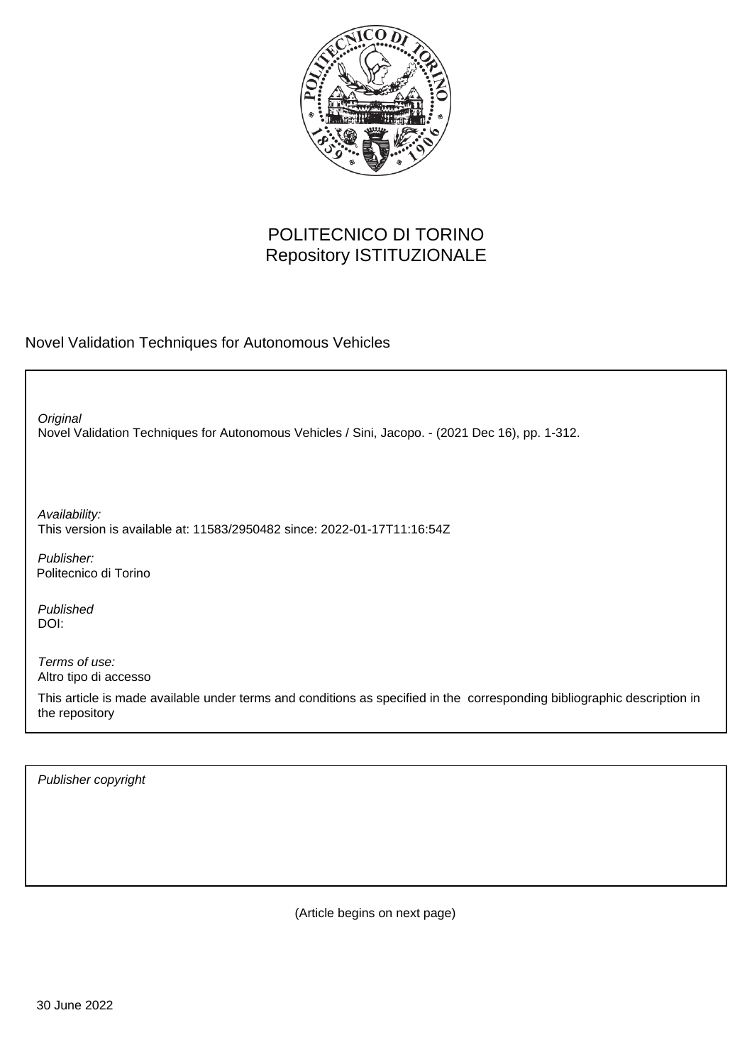POLITECNICO DI TORINO
Repository ISTITUZIONALE

Novel Validation Techniques for Autonomous Vehicles

*Original*
Novel Validation Techniques for Autonomous Vehicles / Sini, Jacopo. - (2021 Dec 16), pp. 1-312.

*Availability:*
This version is available at: 11583/2950482 since: 2022-01-17T11:16:54Z

*Publisher:*
Politecnico di Torino

*Published*
DOI:

*Terms of use:*
Altro tipo di accesso

This article is made available under terms and conditions as specified in the corresponding bibliographic description in the repository

*Publisher copyright*

(Article begins on next page)

30 June 2022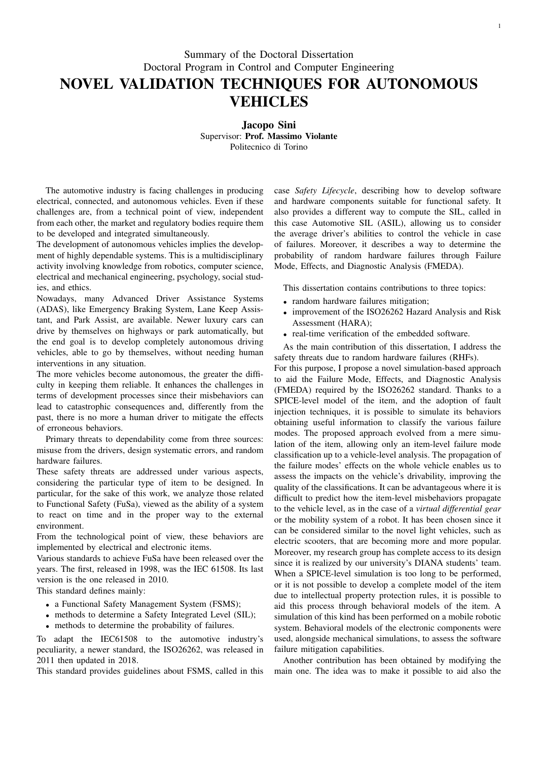Summary of the Doctoral Dissertation
Doctoral Program in Control and Computer Engineering

# NOVEL VALIDATION TECHNIQUES FOR AUTONOMOUS VEHICLES

**Jacopo Sini**
Supervisor: **Prof. Massimo Violante**
Politecnico di Torino

The automotive industry is facing challenges in producing electrical, connected, and autonomous vehicles. Even if these challenges are, from a technical point of view, independent from each other, the market and regulatory bodies require them to be developed and integrated simultaneously.
The development of autonomous vehicles implies the development of highly dependable systems. This is a multidisciplinary activity involving knowledge from robotics, computer science, electrical and mechanical engineering, psychology, social studies, and ethics.
Nowadays, many Advanced Driver Assistance Systems (ADAS), like Emergency Braking System, Lane Keep Assistant, and Park Assist, are available. Newer luxury cars can drive by themselves on highways or park automatically, but the end goal is to develop completely autonomous driving vehicles, able to go by themselves, without needing human interventions in any situation.
The more vehicles become autonomous, the greater the difficulty in keeping them reliable. It enhances the challenges in terms of development processes since their misbehaviors can lead to catastrophic consequences and, differently from the past, there is no more a human driver to mitigate the effects of erroneous behaviors.

Primary threats to dependability come from three sources: misuse from the drivers, design systematic errors, and random hardware failures.
These safety threats are addressed under various aspects, considering the particular type of item to be designed. In particular, for the sake of this work, we analyze those related to Functional Safety (FuSa), viewed as the ability of a system to react on time and in the proper way to the external environment.
From the technological point of view, these behaviors are implemented by electrical and electronic items.
Various standards to achieve FuSa have been released over the years. The first, released in 1998, was the IEC 61508. Its last version is the one released in 2010.
This standard defines mainly:

- a Functional Safety Management System (FSMS);
- methods to determine a Safety Integrated Level (SIL);
- methods to determine the probability of failures.

To adapt the IEC61508 to the automotive industry's peculiarity, a newer standard, the ISO26262, was released in 2011 then updated in 2018.
This standard provides guidelines about FSMS, called in this case *Safety Lifecycle*, describing how to develop software and hardware components suitable for functional safety. It also provides a different way to compute the SIL, called in this case Automotive SIL (ASIL), allowing us to consider the average driver's abilities to control the vehicle in case of failures. Moreover, it describes a way to determine the probability of random hardware failures through Failure Mode, Effects, and Diagnostic Analysis (FMEDA).

This dissertation contains contributions to three topics:

- random hardware failures mitigation;
- improvement of the ISO26262 Hazard Analysis and Risk Assessment (HARA);
- real-time verification of the embedded software.

As the main contribution of this dissertation, I address the safety threats due to random hardware failures (RHFs).
For this purpose, I propose a novel simulation-based approach to aid the Failure Mode, Effects, and Diagnostic Analysis (FMEDA) required by the ISO26262 standard. Thanks to a SPICE-level model of the item, and the adoption of fault injection techniques, it is possible to simulate its behaviors obtaining useful information to classify the various failure modes. The proposed approach evolved from a mere simulation of the item, allowing only an item-level failure mode classification up to a vehicle-level analysis. The propagation of the failure modes' effects on the whole vehicle enables us to assess the impacts on the vehicle's drivability, improving the quality of the classifications. It can be advantageous where it is difficult to predict how the item-level misbehaviors propagate to the vehicle level, as in the case of a *virtual differential gear* or the mobility system of a robot. It has been chosen since it can be considered similar to the novel light vehicles, such as electric scooters, that are becoming more and more popular. Moreover, my research group has complete access to its design since it is realized by our university's DIANA students' team. When a SPICE-level simulation is too long to be performed, or it is not possible to develop a complete model of the item due to intellectual property protection rules, it is possible to aid this process through behavioral models of the item. A simulation of this kind has been performed on a mobile robotic system. Behavioral models of the electronic components were used, alongside mechanical simulations, to assess the software failure mitigation capabilities.

Another contribution has been obtained by modifying the main one. The idea was to make it possible to aid also the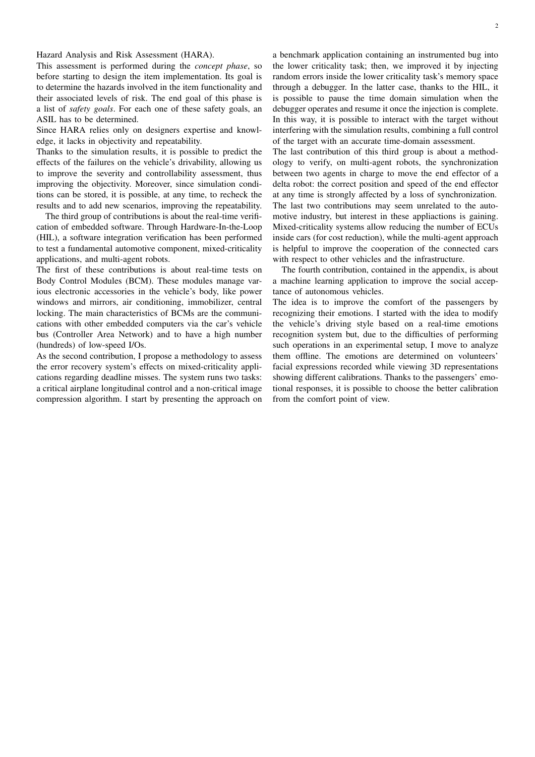Hazard Analysis and Risk Assessment (HARA).

This assessment is performed during the *concept phase*, so before starting to design the item implementation. Its goal is to determine the hazards involved in the item functionality and their associated levels of risk. The end goal of this phase is a list of *safety goals*. For each one of these safety goals, an ASIL has to be determined.

Since HARA relies only on designers expertise and knowledge, it lacks in objectivity and repeatability.

Thanks to the simulation results, it is possible to predict the effects of the failures on the vehicle's drivability, allowing us to improve the severity and controllability assessment, thus improving the objectivity. Moreover, since simulation conditions can be stored, it is possible, at any time, to recheck the results and to add new scenarios, improving the repeatability.

The third group of contributions is about the real-time verification of embedded software. Through Hardware-In-the-Loop (HIL), a software integration verification has been performed to test a fundamental automotive component, mixed-criticality applications, and multi-agent robots.

The first of these contributions is about real-time tests on Body Control Modules (BCM). These modules manage various electronic accessories in the vehicle's body, like power windows and mirrors, air conditioning, immobilizer, central locking. The main characteristics of BCMs are the communications with other embedded computers via the car's vehicle bus (Controller Area Network) and to have a high number (hundreds) of low-speed I/Os.

As the second contribution, I propose a methodology to assess the error recovery system's effects on mixed-criticality applications regarding deadline misses. The system runs two tasks: a critical airplane longitudinal control and a non-critical image compression algorithm. I start by presenting the approach on a benchmark application containing an instrumented bug into the lower criticality task; then, we improved it by injecting random errors inside the lower criticality task's memory space through a debugger. In the latter case, thanks to the HIL, it is possible to pause the time domain simulation when the debugger operates and resume it once the injection is complete. In this way, it is possible to interact with the target without interfering with the simulation results, combining a full control of the target with an accurate time-domain assessment.

The last contribution of this third group is about a methodology to verify, on multi-agent robots, the synchronization between two agents in charge to move the end effector of a delta robot: the correct position and speed of the end effector at any time is strongly affected by a loss of synchronization. The last two contributions may seem unrelated to the automotive industry, but interest in these appliactions is gaining. Mixed-criticality systems allow reducing the number of ECUs inside cars (for cost reduction), while the multi-agent approach is helpful to improve the cooperation of the connected cars with respect to other vehicles and the infrastructure.

The fourth contribution, contained in the appendix, is about a machine learning application to improve the social acceptance of autonomous vehicles.

The idea is to improve the comfort of the passengers by recognizing their emotions. I started with the idea to modify the vehicle's driving style based on a real-time emotions recognition system but, due to the difficulties of performing such operations in an experimental setup, I move to analyze them offline. The emotions are determined on volunteers' facial expressions recorded while viewing 3D representations showing different calibrations. Thanks to the passengers' emotional responses, it is possible to choose the better calibration from the comfort point of view.